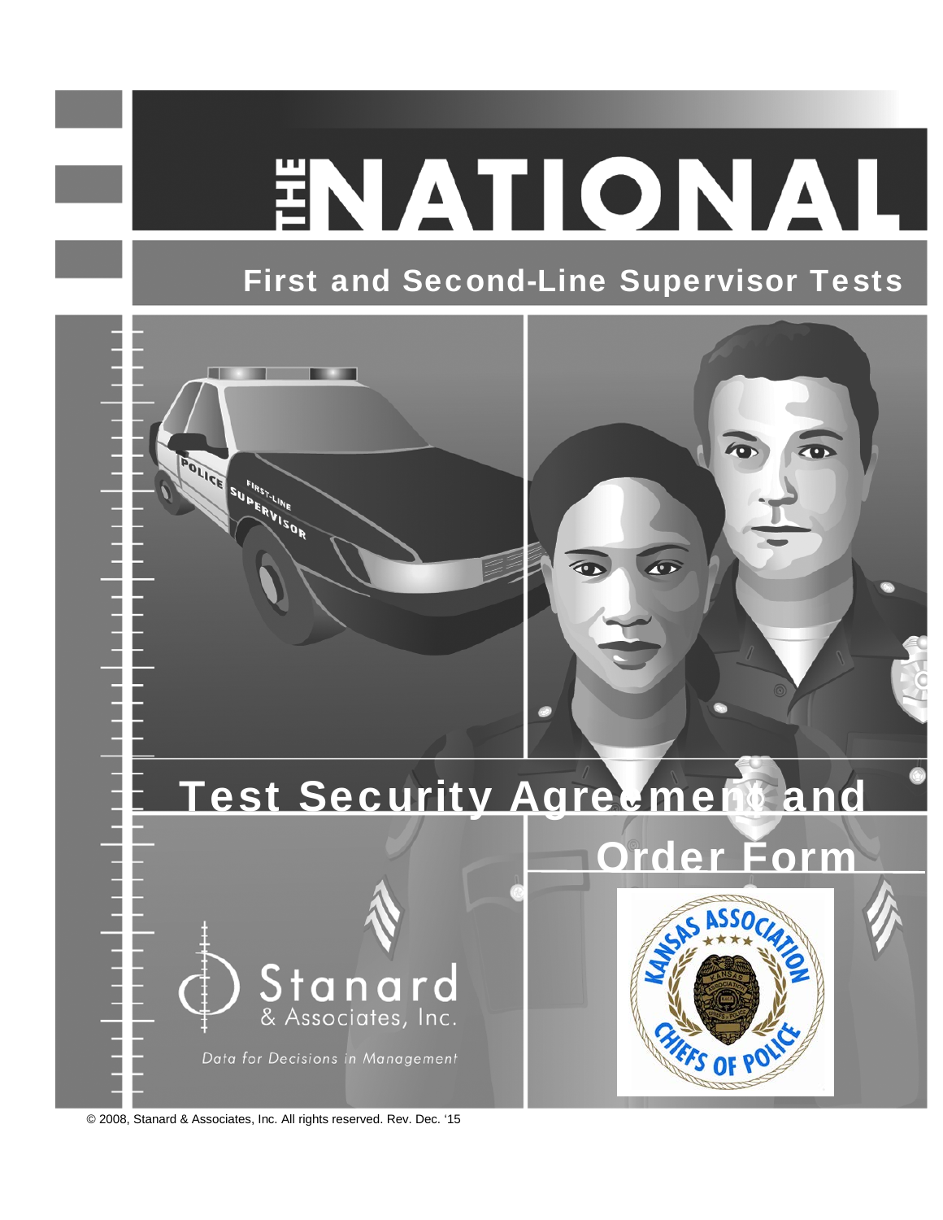# THE NATIONAL

## First and Second-Line Supervisor Tests

# Test Security Agreement and Order Form

Stanard & Associates, Inc.

*Data for Decisions in Management*

Kansas Association Chiefs of Police

© 2008, Stanard & Associates, Inc. All rights reserved. Rev. Dec. '15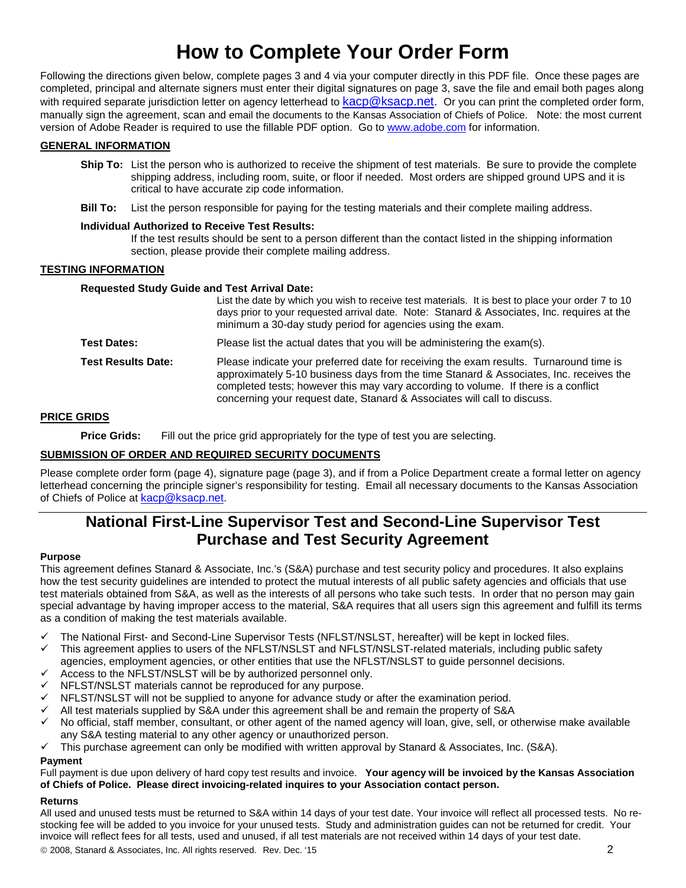# How to Complete Your Order Form

Following the directions given below, complete pages 3 and 4 via your computer directly in this PDF file. Once these pages are completed, principal and alternate signers must enter their digital signatures on page 3, save the file and email both pages along with required separate jurisdiction letter on agency letterhead to kacp@ksacp.net. Or you can print the completed order form, manually sign the agreement, scan and email the documents to the Kansas Association of Chiefs of Police. Note: the most current version of Adobe Reader is required to use the fillable PDF option. Go to www.adobe.com for information.

## GENERAL INFORMATION

**Ship To:** List the person who is authorized to receive the shipment of test materials. Be sure to provide the complete shipping address, including room, suite, or floor if needed. Most orders are shipped ground UPS and it is critical to have accurate zip code information.

**Bill To:** List the person responsible for paying for the testing materials and their complete mailing address.

**Individual Authorized to Receive Test Results:**
If the test results should be sent to a person different than the contact listed in the shipping information section, please provide their complete mailing address.

## TESTING INFORMATION

**Requested Study Guide and Test Arrival Date:**
List the date by which you wish to receive test materials. It is best to place your order 7 to 10 days prior to your requested arrival date. Note: Stanard & Associates, Inc. requires at the minimum a 30-day study period for agencies using the exam.

**Test Dates:** Please list the actual dates that you will be administering the exam(s).

**Test Results Date:** Please indicate your preferred date for receiving the exam results. Turnaround time is approximately 5-10 business days from the time Stanard & Associates, Inc. receives the completed tests; however this may vary according to volume. If there is a conflict concerning your request date, Stanard & Associates will call to discuss.

## PRICE GRIDS

**Price Grids:** Fill out the price grid appropriately for the type of test you are selecting.

## SUBMISSION OF ORDER AND REQUIRED SECURITY DOCUMENTS

Please complete order form (page 4), signature page (page 3), and if from a Police Department create a formal letter on agency letterhead concerning the principle signer's responsibility for testing. Email all necessary documents to the Kansas Association of Chiefs of Police at kacp@ksacp.net.

# National First-Line Supervisor Test and Second-Line Supervisor Test Purchase and Test Security Agreement

### Purpose

This agreement defines Stanard & Associate, Inc.'s (S&A) purchase and test security policy and procedures. It also explains how the test security guidelines are intended to protect the mutual interests of all public safety agencies and officials that use test materials obtained from S&A, as well as the interests of all persons who take such tests. In order that no person may gain special advantage by having improper access to the material, S&A requires that all users sign this agreement and fulfill its terms as a condition of making the test materials available.

- ✓ The National First- and Second-Line Supervisor Tests (NFLST/NSLST, hereafter) will be kept in locked files.
- ✓ This agreement applies to users of the NFLST/NSLST and NFLST/NSLST-related materials, including public safety agencies, employment agencies, or other entities that use the NFLST/NSLST to guide personnel decisions.
- ✓ Access to the NFLST/NSLST will be by authorized personnel only.
- ✓ NFLST/NSLST materials cannot be reproduced for any purpose.
- ✓ NFLST/NSLST will not be supplied to anyone for advance study or after the examination period.
- ✓ All test materials supplied by S&A under this agreement shall be and remain the property of S&A
- ✓ No official, staff member, consultant, or other agent of the named agency will loan, give, sell, or otherwise make available any S&A testing material to any other agency or unauthorized person.
- ✓ This purchase agreement can only be modified with written approval by Stanard & Associates, Inc. (S&A).

### Payment

Full payment is due upon delivery of hard copy test results and invoice. **Your agency will be invoiced by the Kansas Association of Chiefs of Police. Please direct invoicing-related inquires to your Association contact person.**

### Returns

All used and unused tests must be returned to S&A within 14 days of your test date. Your invoice will reflect all processed tests. No re-stocking fee will be added to you invoice for your unused tests. Study and administration guides can not be returned for credit. Your invoice will reflect fees for all tests, used and unused, if all test materials are not received within 14 days of your test date.

© 2008, Stanard & Associates, Inc. All rights reserved. Rev. Dec. '15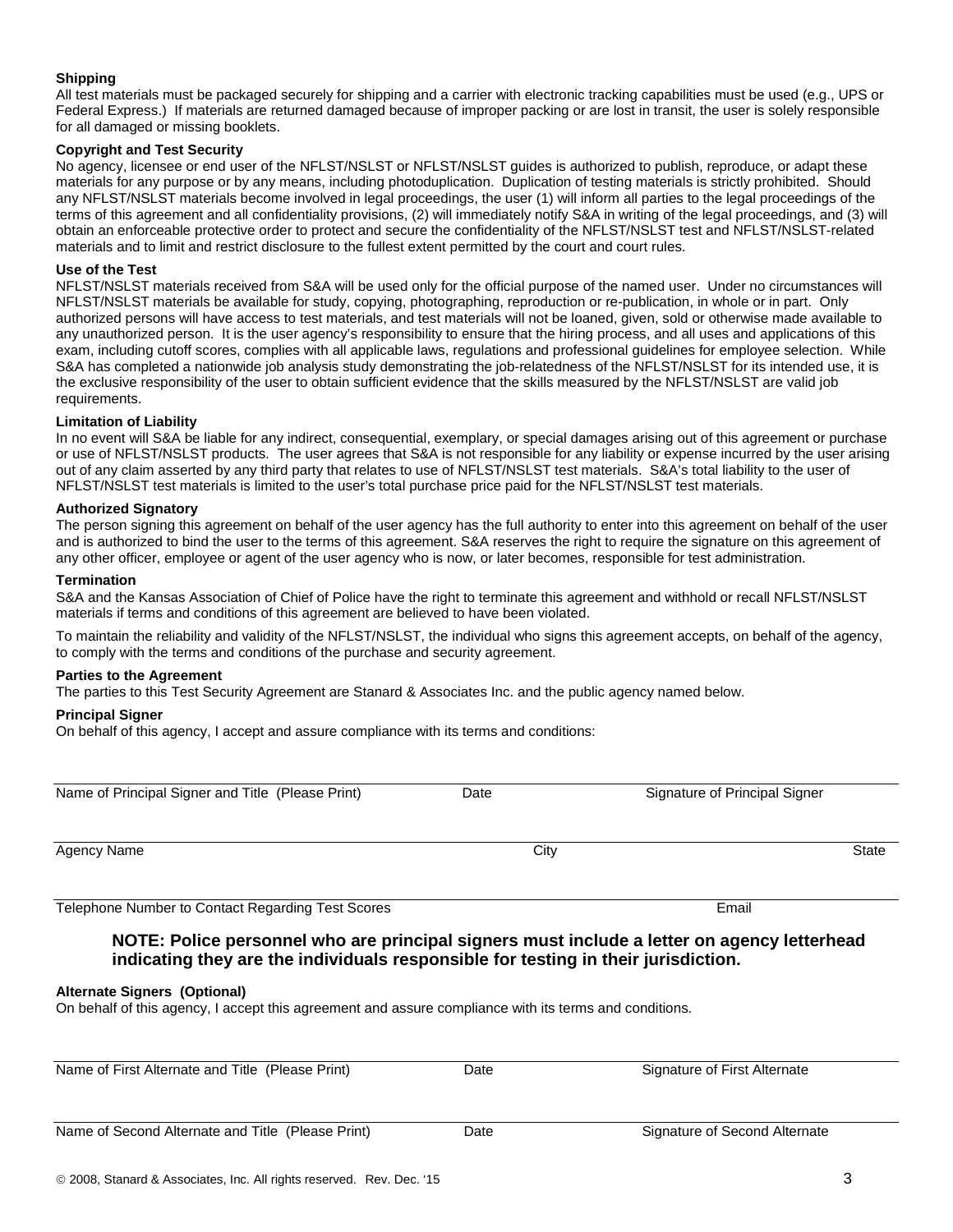**Shipping**

All test materials must be packaged securely for shipping and a carrier with electronic tracking capabilities must be used (e.g., UPS or Federal Express.) If materials are returned damaged because of improper packing or are lost in transit, the user is solely responsible for all damaged or missing booklets.

**Copyright and Test Security**

No agency, licensee or end user of the NFLST/NSLST or NFLST/NSLST guides is authorized to publish, reproduce, or adapt these materials for any purpose or by any means, including photoduplication. Duplication of testing materials is strictly prohibited. Should any NFLST/NSLST materials become involved in legal proceedings, the user (1) will inform all parties to the legal proceedings of the terms of this agreement and all confidentiality provisions, (2) will immediately notify S&A in writing of the legal proceedings, and (3) will obtain an enforceable protective order to protect and secure the confidentiality of the NFLST/NSLST test and NFLST/NSLST-related materials and to limit and restrict disclosure to the fullest extent permitted by the court and court rules.

**Use of the Test**

NFLST/NSLST materials received from S&A will be used only for the official purpose of the named user. Under no circumstances will NFLST/NSLST materials be available for study, copying, photographing, reproduction or re-publication, in whole or in part. Only authorized persons will have access to test materials, and test materials will not be loaned, given, sold or otherwise made available to any unauthorized person. It is the user agency's responsibility to ensure that the hiring process, and all uses and applications of this exam, including cutoff scores, complies with all applicable laws, regulations and professional guidelines for employee selection. While S&A has completed a nationwide job analysis study demonstrating the job-relatedness of the NFLST/NSLST for its intended use, it is the exclusive responsibility of the user to obtain sufficient evidence that the skills measured by the NFLST/NSLST are valid job requirements.

**Limitation of Liability**

In no event will S&A be liable for any indirect, consequential, exemplary, or special damages arising out of this agreement or purchase or use of NFLST/NSLST products. The user agrees that S&A is not responsible for any liability or expense incurred by the user arising out of any claim asserted by any third party that relates to use of NFLST/NSLST test materials. S&A's total liability to the user of NFLST/NSLST test materials is limited to the user's total purchase price paid for the NFLST/NSLST test materials.

**Authorized Signatory**

The person signing this agreement on behalf of the user agency has the full authority to enter into this agreement on behalf of the user and is authorized to bind the user to the terms of this agreement. S&A reserves the right to require the signature on this agreement of any other officer, employee or agent of the user agency who is now, or later becomes, responsible for test administration.

**Termination**

S&A and the Kansas Association of Chief of Police have the right to terminate this agreement and withhold or recall NFLST/NSLST materials if terms and conditions of this agreement are believed to have been violated.

To maintain the reliability and validity of the NFLST/NSLST, the individual who signs this agreement accepts, on behalf of the agency, to comply with the terms and conditions of the purchase and security agreement.

**Parties to the Agreement**

The parties to this Test Security Agreement are Stanard & Associates Inc. and the public agency named below.

**Principal Signer**

On behalf of this agency, I accept and assure compliance with its terms and conditions:

______________________________________________________________________________

Name of Principal Signer and Title (Please Print) Date Signature of Principal Signer

______________________________________________________________________________

Agency Name City State

______________________________________________________________________________

Telephone Number to Contact Regarding Test Scores Email

**NOTE: Police personnel who are principal signers must include a letter on agency letterhead indicating they are the individuals responsible for testing in their jurisdiction.**

**Alternate Signers (Optional)**

On behalf of this agency, I accept this agreement and assure compliance with its terms and conditions.

______________________________________________________________________________

Name of First Alternate and Title (Please Print) Date Signature of First Alternate

______________________________________________________________________________

Name of Second Alternate and Title (Please Print) Date Signature of Second Alternate

© 2008, Stanard & Associates, Inc. All rights reserved. Rev. Dec. '15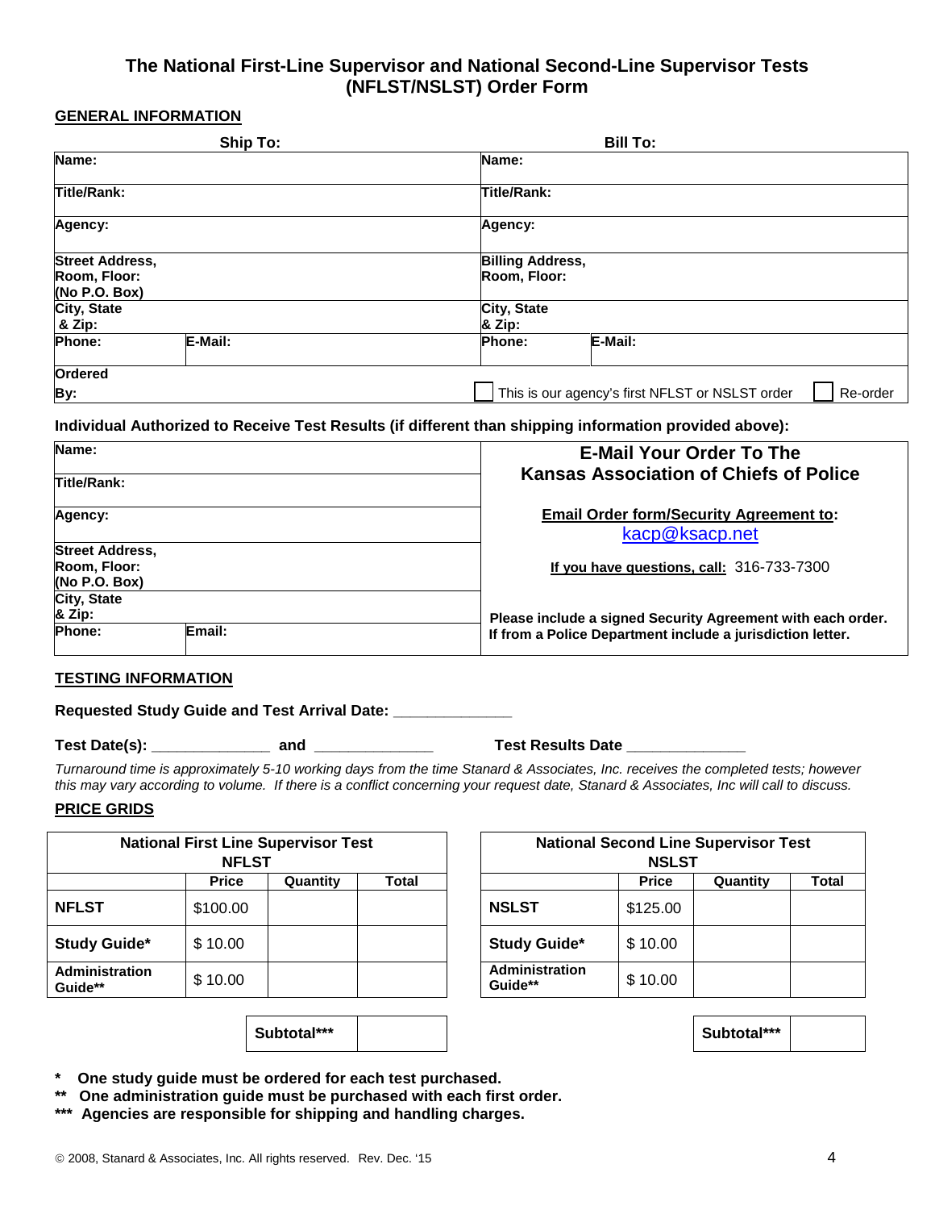# The National First-Line Supervisor and National Second-Line Supervisor Tests (NFLST/NSLST) Order Form

## GENERAL INFORMATION

| Ship To: | | Bill To: | |
|---|---|---|---|
| **Name:** | | **Name:** | |
| **Title/Rank:** | | **Title/Rank:** | |
| **Agency:** | | **Agency:** | |
| **Street Address, Room, Floor: (No P.O. Box)** | | **Billing Address, Room, Floor:** | |
| **City, State & Zip:** | | **City, State & Zip:** | |
| **Phone:** | **E-Mail:** | **Phone:** | **E-Mail:** |
| **Ordered By:** | | ☐ This is our agency's first NFLST or NSLST order | ☐ Re-order |

**Individual Authorized to Receive Test Results (if different than shipping information provided above):**

| | |
|---|---|
| **Name:** | |
| **Title/Rank:** | |
| **Agency:** | |
| **Street Address, Room, Floor: (No P.O. Box)** | |
| **City, State & Zip:** | |
| **Phone:** | **Email:** |

**E-Mail Your Order To The Kansas Association of Chiefs of Police**

**Email Order form/Security Agreement to:** kacp@ksacp.net

**If you have questions, call:** 316-733-7300

**Please include a signed Security Agreement with each order. If from a Police Department include a jurisdiction letter.**

## TESTING INFORMATION

**Requested Study Guide and Test Arrival Date:** _____________

**Test Date(s):** _____________ **and** _____________ **Test Results Date** _____________

*Turnaround time is approximately 5-10 working days from the time Stanard & Associates, Inc. receives the completed tests; however this may vary according to volume. If there is a conflict concerning your request date, Stanard & Associates, Inc will call to discuss.*

## PRICE GRIDS

| National First Line Supervisor Test NFLST | | | |
|---|---|---|---|
| | **Price** | **Quantity** | **Total** |
| **NFLST** | $100.00 | | |
| **Study Guide*** | $ 10.00 | | |
| **Administration Guide**** | $ 10.00 | | |
| | | **Subtotal***** | |

| National Second Line Supervisor Test NSLST | | | |
|---|---|---|---|
| | **Price** | **Quantity** | **Total** |
| **NSLST** | $125.00 | | |
| **Study Guide*** | $ 10.00 | | |
| **Administration Guide**** | $ 10.00 | | |
| | | **Subtotal***** | |

**\* One study guide must be ordered for each test purchased.**

**\*\* One administration guide must be purchased with each first order.**

**\*\*\* Agencies are responsible for shipping and handling charges.**

© 2008, Stanard & Associates, Inc. All rights reserved. Rev. Dec. '15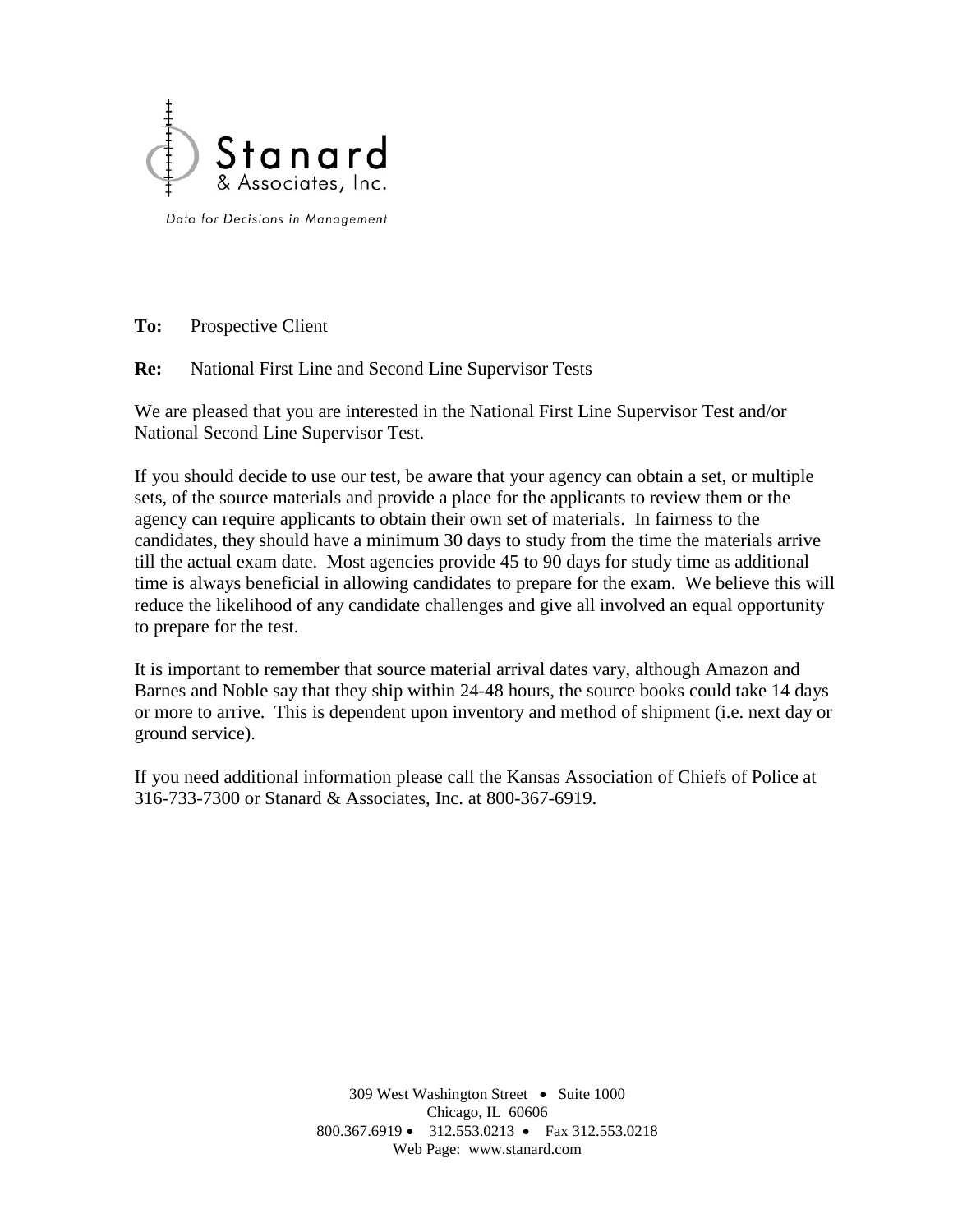Stanard
& Associates, Inc.

*Data for Decisions in Management*

**To:** Prospective Client

**Re:** National First Line and Second Line Supervisor Tests

We are pleased that you are interested in the National First Line Supervisor Test and/or National Second Line Supervisor Test.

If you should decide to use our test, be aware that your agency can obtain a set, or multiple sets, of the source materials and provide a place for the applicants to review them or the agency can require applicants to obtain their own set of materials. In fairness to the candidates, they should have a minimum 30 days to study from the time the materials arrive till the actual exam date. Most agencies provide 45 to 90 days for study time as additional time is always beneficial in allowing candidates to prepare for the exam. We believe this will reduce the likelihood of any candidate challenges and give all involved an equal opportunity to prepare for the test.

It is important to remember that source material arrival dates vary, although Amazon and Barnes and Noble say that they ship within 24-48 hours, the source books could take 14 days or more to arrive. This is dependent upon inventory and method of shipment (i.e. next day or ground service).

If you need additional information please call the Kansas Association of Chiefs of Police at 316-733-7300 or Stanard & Associates, Inc. at 800-367-6919.

309 West Washington Street • Suite 1000
Chicago, IL 60606
800.367.6919 • 312.553.0213 • Fax 312.553.0218
Web Page: www.stanard.com